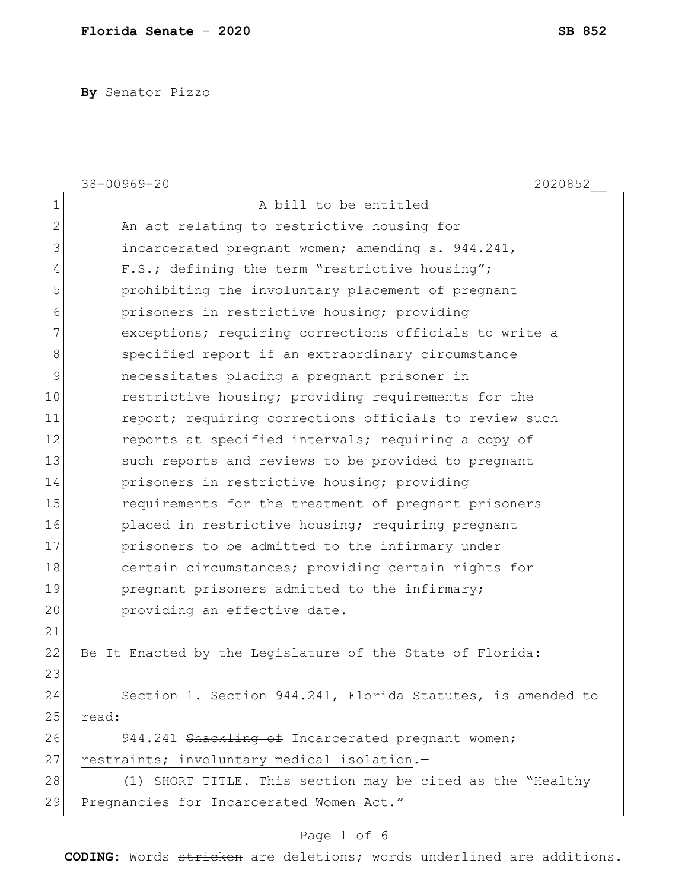**Florida Senate - 2020** **SB 852**

**By** Senator Pizzo

38-00969-20 2020852__

1 A bill to be entitled
2 An act relating to restrictive housing for
3 incarcerated pregnant women; amending s. 944.241,
4 F.S.; defining the term "restrictive housing";
5 prohibiting the involuntary placement of pregnant
6 prisoners in restrictive housing; providing
7 exceptions; requiring corrections officials to write a
8 specified report if an extraordinary circumstance
9 necessitates placing a pregnant prisoner in
10 restrictive housing; providing requirements for the
11 report; requiring corrections officials to review such
12 reports at specified intervals; requiring a copy of
13 such reports and reviews to be provided to pregnant
14 prisoners in restrictive housing; providing
15 requirements for the treatment of pregnant prisoners
16 placed in restrictive housing; requiring pregnant
17 prisoners to be admitted to the infirmary under
18 certain circumstances; providing certain rights for
19 pregnant prisoners admitted to the infirmary;
20 providing an effective date.
21
22 Be It Enacted by the Legislature of the State of Florida:
23
24 Section 1. Section 944.241, Florida Statutes, is amended to
25 read:
26 944.241 ~~Shackling of~~ Incarcerated pregnant women<u>;</u>
27 <u>restraints; involuntary medical isolation</u>.—
28 (1) SHORT TITLE.—This section may be cited as the "Healthy
29 Pregnancies for Incarcerated Women Act."

**CODING:** Words ~~stricken~~ are deletions; words <u>underlined</u> are additions.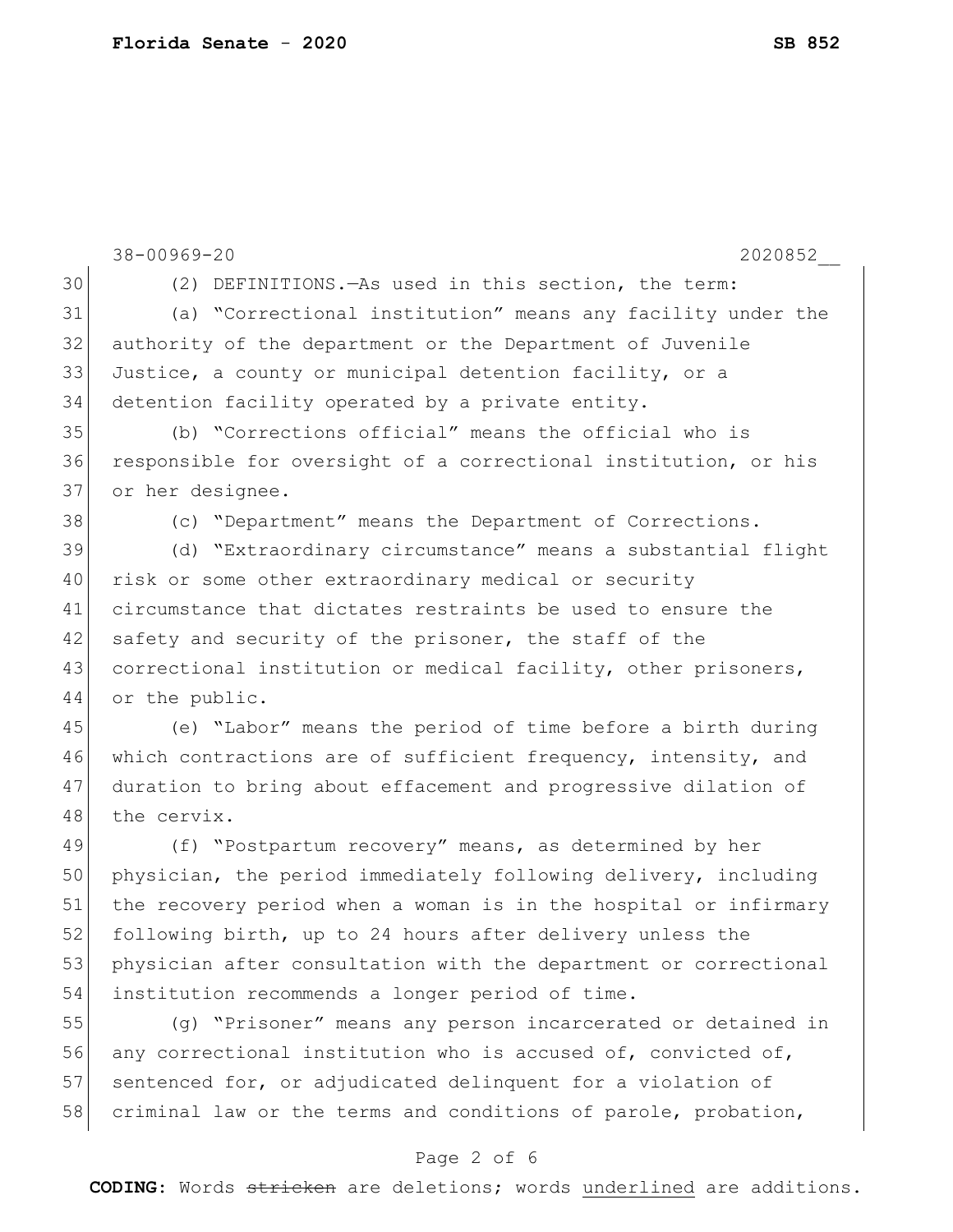(2) DEFINITIONS.—As used in this section, the term:

(a) "Correctional institution" means any facility under the authority of the department or the Department of Juvenile Justice, a county or municipal detention facility, or a detention facility operated by a private entity.

(b) "Corrections official" means the official who is responsible for oversight of a correctional institution, or his or her designee.

(c) "Department" means the Department of Corrections.

(d) "Extraordinary circumstance" means a substantial flight risk or some other extraordinary medical or security circumstance that dictates restraints be used to ensure the safety and security of the prisoner, the staff of the correctional institution or medical facility, other prisoners, or the public.

(e) "Labor" means the period of time before a birth during which contractions are of sufficient frequency, intensity, and duration to bring about effacement and progressive dilation of the cervix.

(f) "Postpartum recovery" means, as determined by her physician, the period immediately following delivery, including the recovery period when a woman is in the hospital or infirmary following birth, up to 24 hours after delivery unless the physician after consultation with the department or correctional institution recommends a longer period of time.

(g) "Prisoner" means any person incarcerated or detained in any correctional institution who is accused of, convicted of, sentenced for, or adjudicated delinquent for a violation of criminal law or the terms and conditions of parole, probation,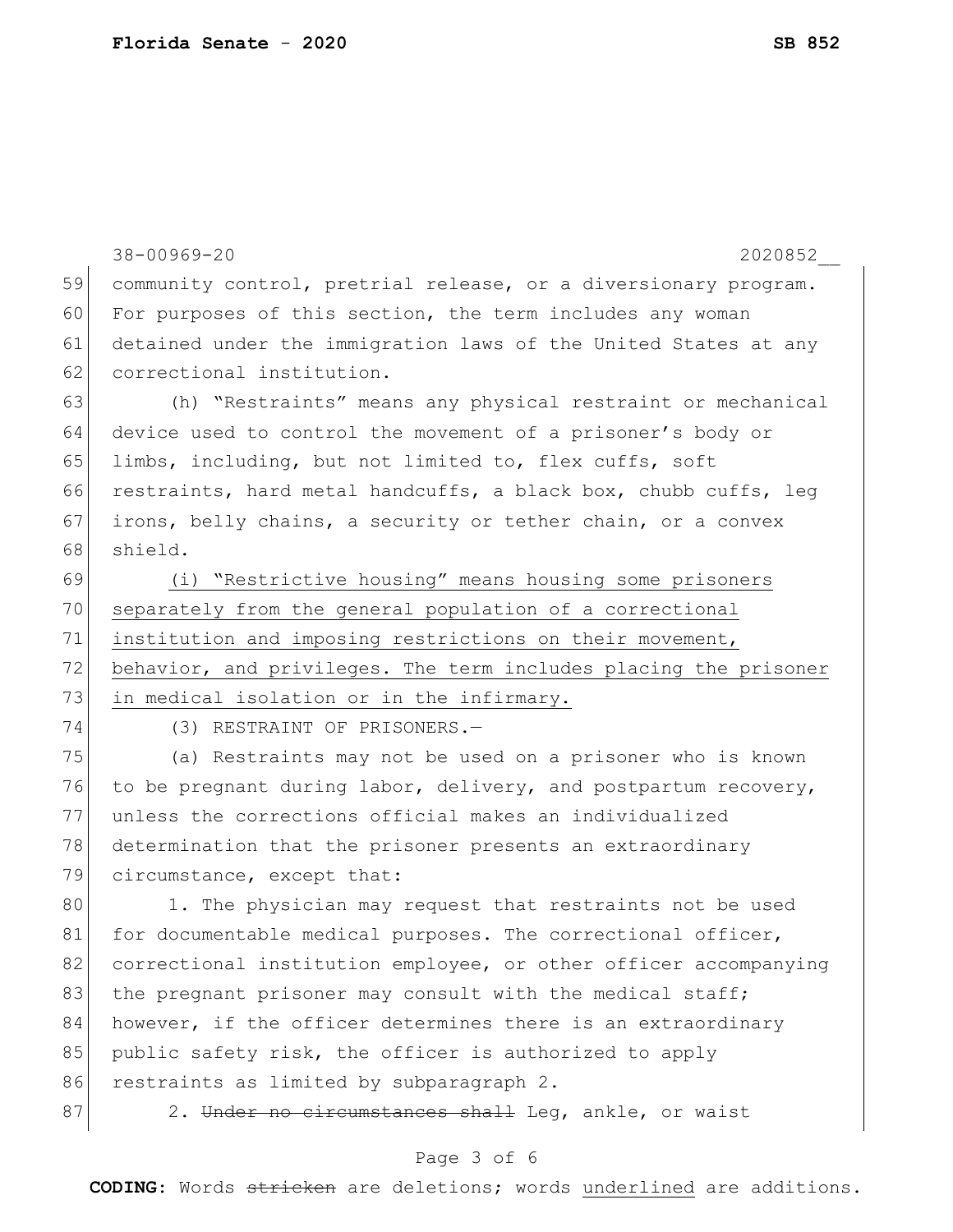community control, pretrial release, or a diversionary program. For purposes of this section, the term includes any woman detained under the immigration laws of the United States at any correctional institution.

(h) "Restraints" means any physical restraint or mechanical device used to control the movement of a prisoner's body or limbs, including, but not limited to, flex cuffs, soft restraints, hard metal handcuffs, a black box, chubb cuffs, leg irons, belly chains, a security or tether chain, or a convex shield.

<u>(i) "Restrictive housing" means housing some prisoners separately from the general population of a correctional institution and imposing restrictions on their movement, behavior, and privileges. The term includes placing the prisoner in medical isolation or in the infirmary.</u>

(3) RESTRAINT OF PRISONERS.—

(a) Restraints may not be used on a prisoner who is known to be pregnant during labor, delivery, and postpartum recovery, unless the corrections official makes an individualized determination that the prisoner presents an extraordinary circumstance, except that:

1. The physician may request that restraints not be used for documentable medical purposes. The correctional officer, correctional institution employee, or other officer accompanying the pregnant prisoner may consult with the medical staff; however, if the officer determines there is an extraordinary public safety risk, the officer is authorized to apply restraints as limited by subparagraph 2.

2. ~~Under no circumstances shall~~ Leg, ankle, or waist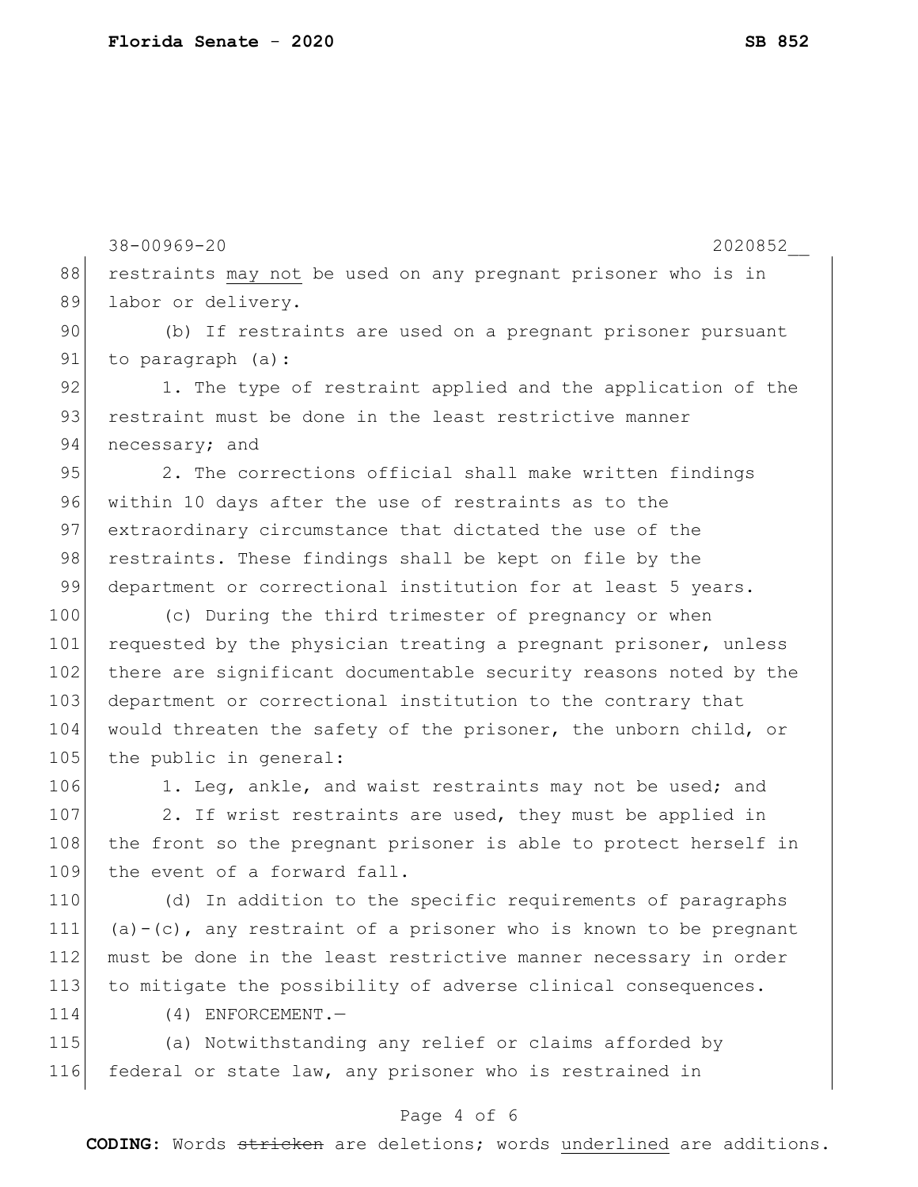restraints <u>may not</u> be used on any pregnant prisoner who is in labor or delivery.

(b) If restraints are used on a pregnant prisoner pursuant to paragraph (a):

1. The type of restraint applied and the application of the restraint must be done in the least restrictive manner necessary; and

2. The corrections official shall make written findings within 10 days after the use of restraints as to the extraordinary circumstance that dictated the use of the restraints. These findings shall be kept on file by the department or correctional institution for at least 5 years.

(c) During the third trimester of pregnancy or when requested by the physician treating a pregnant prisoner, unless there are significant documentable security reasons noted by the department or correctional institution to the contrary that would threaten the safety of the prisoner, the unborn child, or the public in general:

1. Leg, ankle, and waist restraints may not be used; and

2. If wrist restraints are used, they must be applied in the front so the pregnant prisoner is able to protect herself in the event of a forward fall.

(d) In addition to the specific requirements of paragraphs (a)-(c), any restraint of a prisoner who is known to be pregnant must be done in the least restrictive manner necessary in order to mitigate the possibility of adverse clinical consequences.

(4) ENFORCEMENT.—

(a) Notwithstanding any relief or claims afforded by federal or state law, any prisoner who is restrained in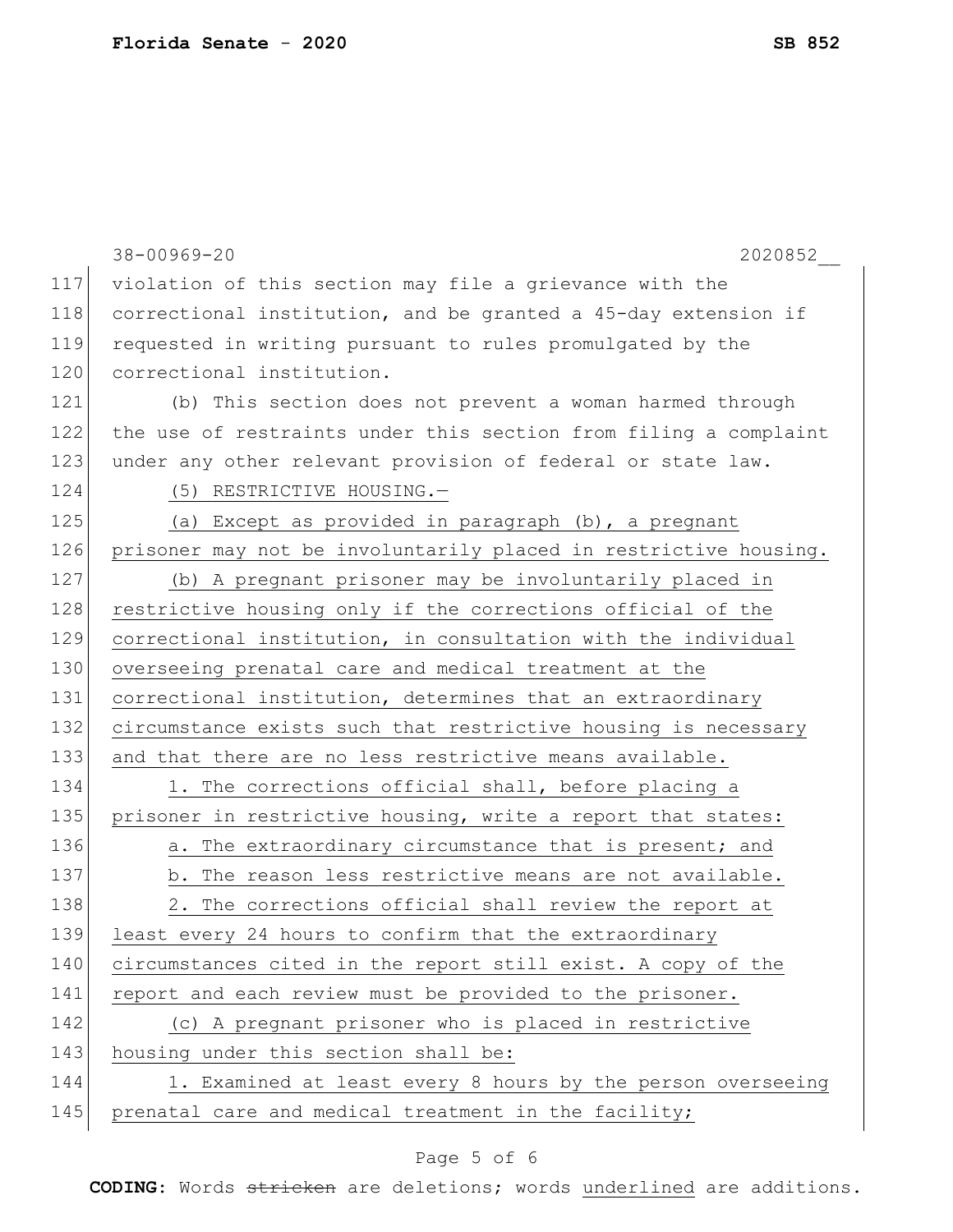violation of this section may file a grievance with the correctional institution, and be granted a 45-day extension if requested in writing pursuant to rules promulgated by the correctional institution.

(b) This section does not prevent a woman harmed through the use of restraints under this section from filing a complaint under any other relevant provision of federal or state law.

(5) RESTRICTIVE HOUSING.—

(a) Except as provided in paragraph (b), a pregnant prisoner may not be involuntarily placed in restrictive housing.

(b) A pregnant prisoner may be involuntarily placed in restrictive housing only if the corrections official of the correctional institution, in consultation with the individual overseeing prenatal care and medical treatment at the correctional institution, determines that an extraordinary circumstance exists such that restrictive housing is necessary and that there are no less restrictive means available.

1. The corrections official shall, before placing a prisoner in restrictive housing, write a report that states:

a. The extraordinary circumstance that is present; and

b. The reason less restrictive means are not available.

2. The corrections official shall review the report at least every 24 hours to confirm that the extraordinary circumstances cited in the report still exist. A copy of the report and each review must be provided to the prisoner.

(c) A pregnant prisoner who is placed in restrictive housing under this section shall be:

1. Examined at least every 8 hours by the person overseeing prenatal care and medical treatment in the facility;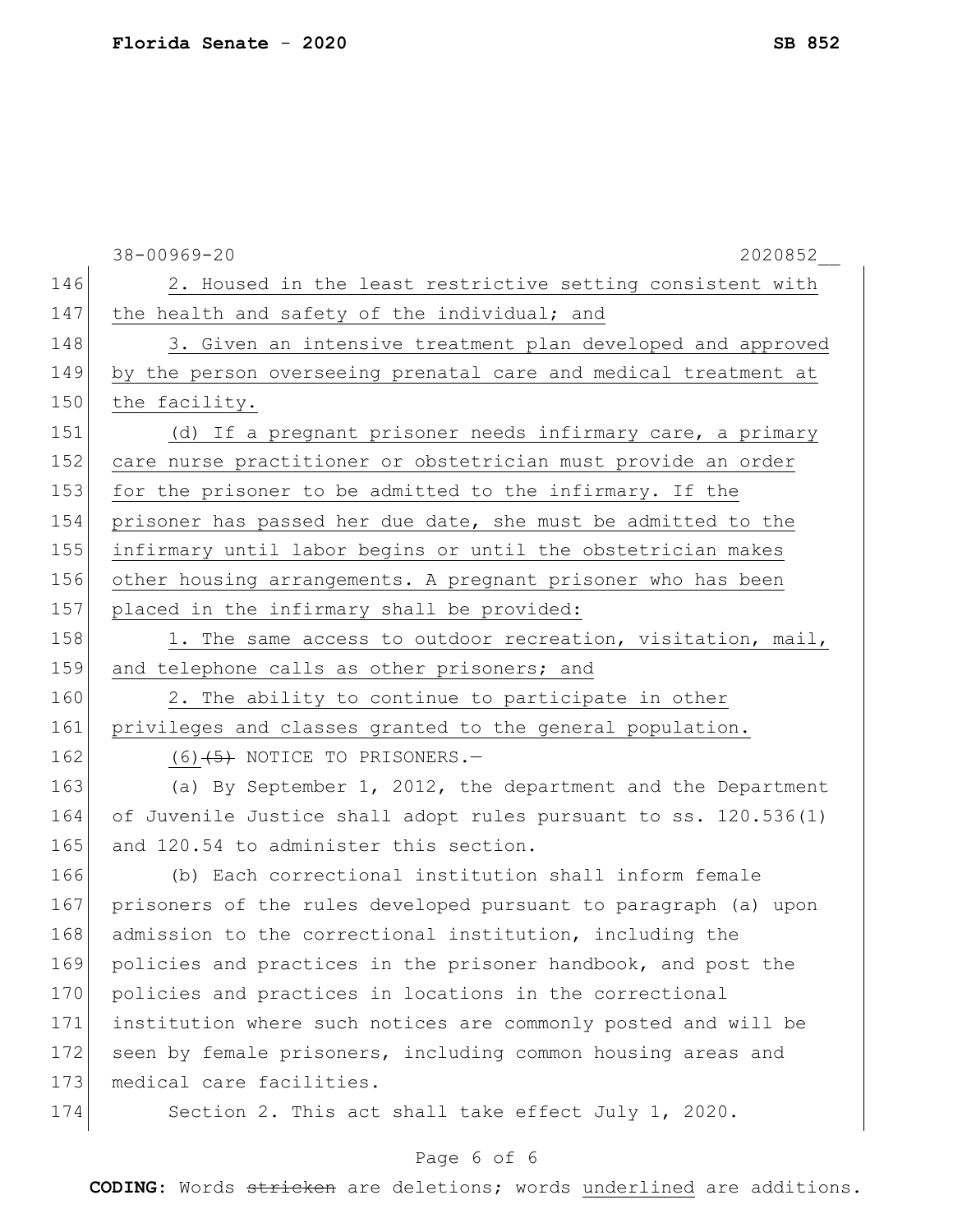2. Housed in the least restrictive setting consistent with the health and safety of the individual; and

3. Given an intensive treatment plan developed and approved by the person overseeing prenatal care and medical treatment at the facility.

(d) If a pregnant prisoner needs infirmary care, a primary care nurse practitioner or obstetrician must provide an order for the prisoner to be admitted to the infirmary. If the prisoner has passed her due date, she must be admitted to the infirmary until labor begins or until the obstetrician makes other housing arrangements. A pregnant prisoner who has been placed in the infirmary shall be provided:

1. The same access to outdoor recreation, visitation, mail, and telephone calls as other prisoners; and

2. The ability to continue to participate in other privileges and classes granted to the general population.

(6) ~~(5)~~ NOTICE TO PRISONERS.—

(a) By September 1, 2012, the department and the Department of Juvenile Justice shall adopt rules pursuant to ss. 120.536(1) and 120.54 to administer this section.

(b) Each correctional institution shall inform female prisoners of the rules developed pursuant to paragraph (a) upon admission to the correctional institution, including the policies and practices in the prisoner handbook, and post the policies and practices in locations in the correctional institution where such notices are commonly posted and will be seen by female prisoners, including common housing areas and medical care facilities.

Section 2. This act shall take effect July 1, 2020.